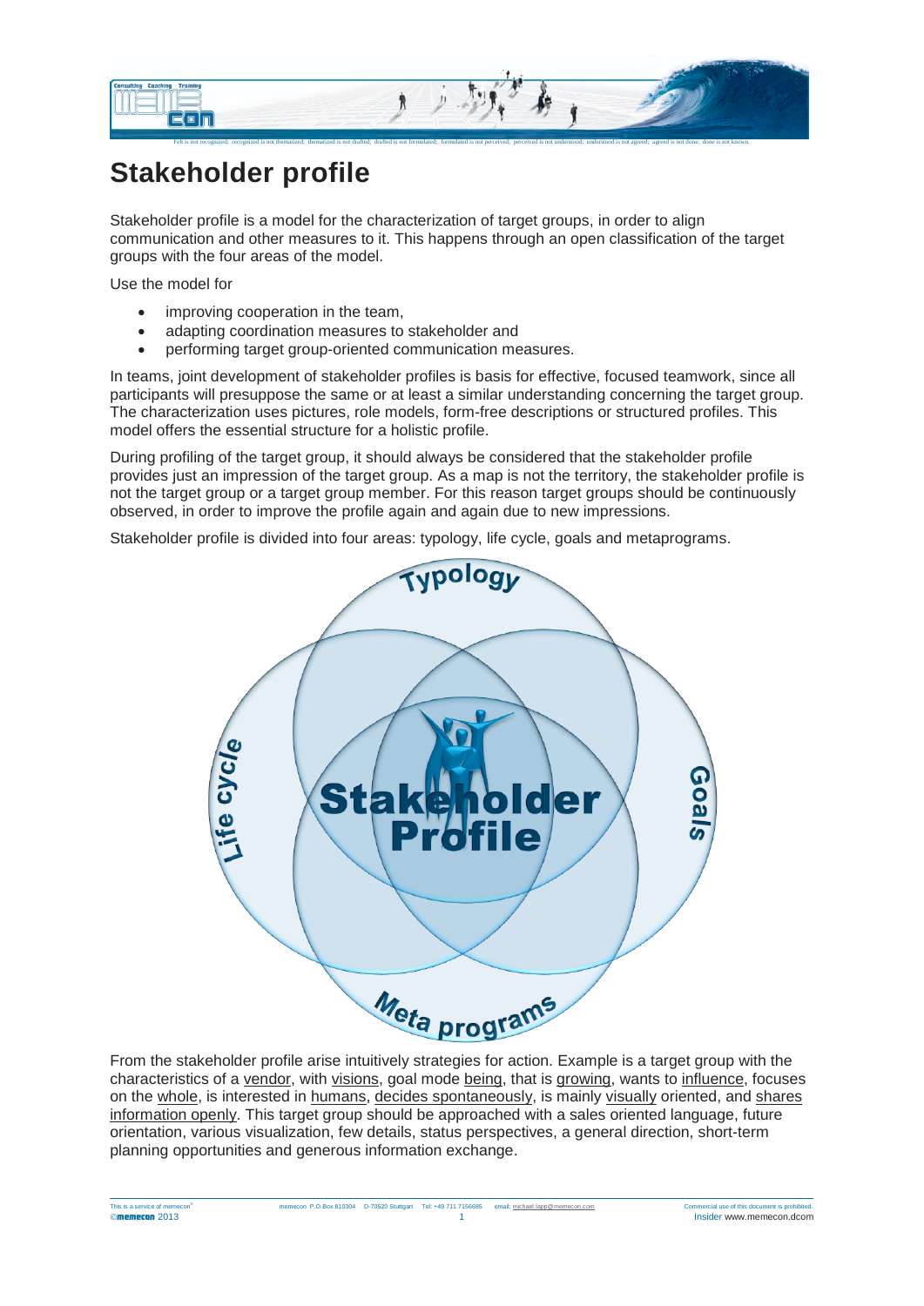# Stakeholder profile

Stakeholder profile is a model for the characterization of target groups, in order to align communication and other measures to it. This happens through an open classification of the target groups with the four areas of the model.

Use the model for

- improving cooperation in the team,
- adapting coordination measures to stakeholder and
- performing target group-oriented communication measures.

In teams, joint development of stakeholder profiles is basis for effective, focused teamwork, since all participants will presuppose the same or at least a similar understanding concerning the target group. The characterization uses pictures, role models, form-free descriptions or structured profiles. This model offers the essential structure for a holistic profile.

During profiling of the target group, it should always be considered that the stakeholder profile provides just an impression of the target group. As a map is not the territory, the stakeholder profile is not the target group or a target group member. For this reason target groups should be continuously observed, in order to improve the profile again and again due to new impressions.

Stakeholder profile is divided into four areas: typology, life cycle, goals and metaprograms.

From the stakeholder profile arise intuitively strategies for action. Example is a target group with the characteristics of a vendor, with visions, goal mode being, that is growing, wants to influence, focuses on the whole, is interested in humans, decides spontaneously, is mainly visually oriented, and shares information openly. This target group should be approached with a sales oriented language, future orientation, various visualization, few details, status perspectives, a general direction, short-term planning opportunities and generous information exchange.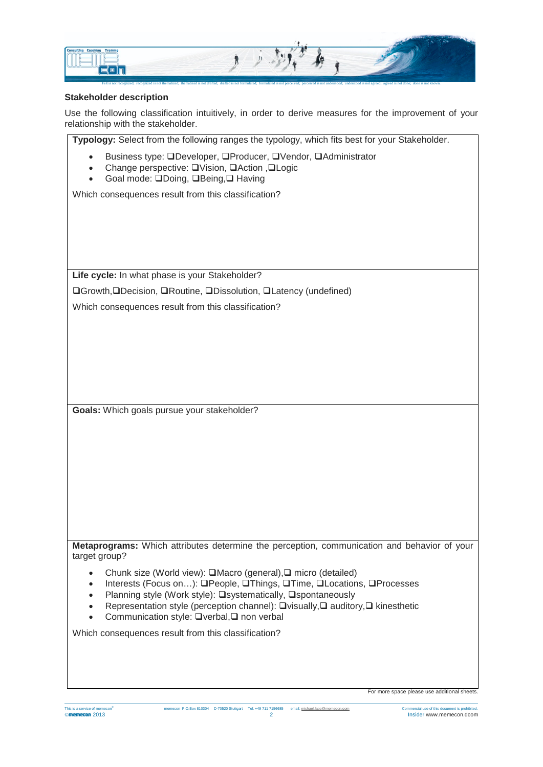## Stakeholder description

Use the following classification intuitively, in order to derive measures for the improvement of your relationship with the stakeholder.

**Typology:** Select from the following ranges the typology, which fits best for your Stakeholder.

- Business type: ❑Developer, ❑Producer, ❑Vendor, ❑Administrator
- Change perspective: ❑Vision, ❑Action ,❑Logic
- Goal mode: ❑Doing, ❑Being,❑ Having

Which consequences result from this classification?

**Life cycle:** In what phase is your Stakeholder?

❑Growth,❑Decision, ❑Routine, ❑Dissolution, ❑Latency (undefined)

Which consequences result from this classification?

**Goals:** Which goals pursue your stakeholder?

**Metaprograms:** Which attributes determine the perception, communication and behavior of your target group?

- Chunk size (World view): ❑Macro (general),❑ micro (detailed)
- Interests (Focus on…): ❑People, ❑Things, ❑Time, ❑Locations, ❑Processes
- Planning style (Work style): ❑systematically, ❑spontaneously
- Representation style (perception channel): ❑visually,❑ auditory,❑ kinesthetic
- Communication style: ❑verbal,❑ non verbal

Which consequences result from this classification?

For more space please use additional sheets.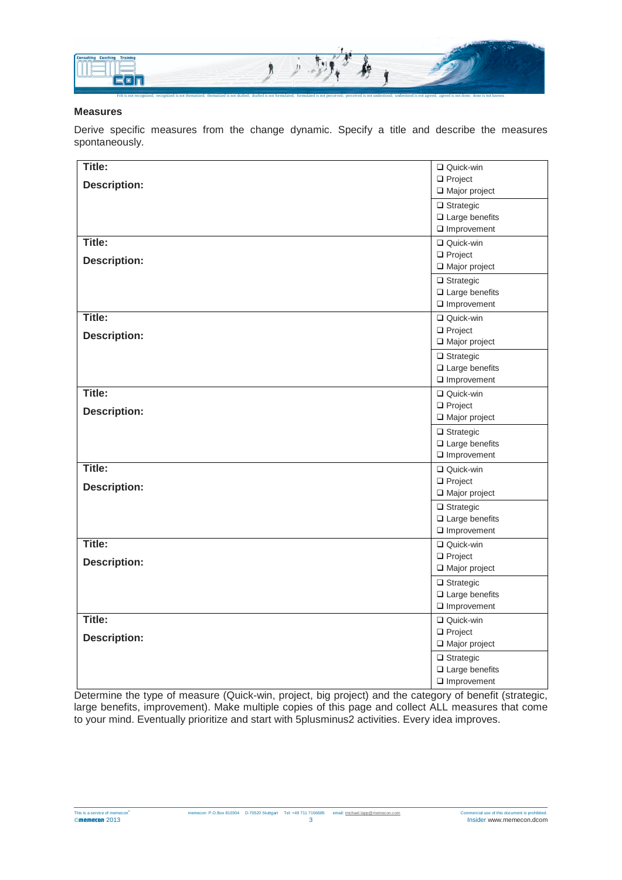## Measures

Derive specific measures from the change dynamic. Specify a title and describe the measures spontaneously.

| | |
|---|---|
| **Title:**<br><br>**Description:** | ❑ Quick-win<br>❑ Project<br>❑ Major project<br><br>❑ Strategic<br>❑ Large benefits<br>❑ Improvement |
| **Title:**<br><br>**Description:** | ❑ Quick-win<br>❑ Project<br>❑ Major project<br><br>❑ Strategic<br>❑ Large benefits<br>❑ Improvement |
| **Title:**<br><br>**Description:** | ❑ Quick-win<br>❑ Project<br>❑ Major project<br><br>❑ Strategic<br>❑ Large benefits<br>❑ Improvement |
| **Title:**<br><br>**Description:** | ❑ Quick-win<br>❑ Project<br>❑ Major project<br><br>❑ Strategic<br>❑ Large benefits<br>❑ Improvement |
| **Title:**<br><br>**Description:** | ❑ Quick-win<br>❑ Project<br>❑ Major project<br><br>❑ Strategic<br>❑ Large benefits<br>❑ Improvement |
| **Title:**<br><br>**Description:** | ❑ Quick-win<br>❑ Project<br>❑ Major project<br><br>❑ Strategic<br>❑ Large benefits<br>❑ Improvement |
| **Title:**<br><br>**Description:** | ❑ Quick-win<br>❑ Project<br>❑ Major project<br><br>❑ Strategic<br>❑ Large benefits<br>❑ Improvement |

Determine the type of measure (Quick-win, project, big project) and the category of benefit (strategic, large benefits, improvement). Make multiple copies of this page and collect ALL measures that come to your mind. Eventually prioritize and start with 5plusminus2 activities. Every idea improves.